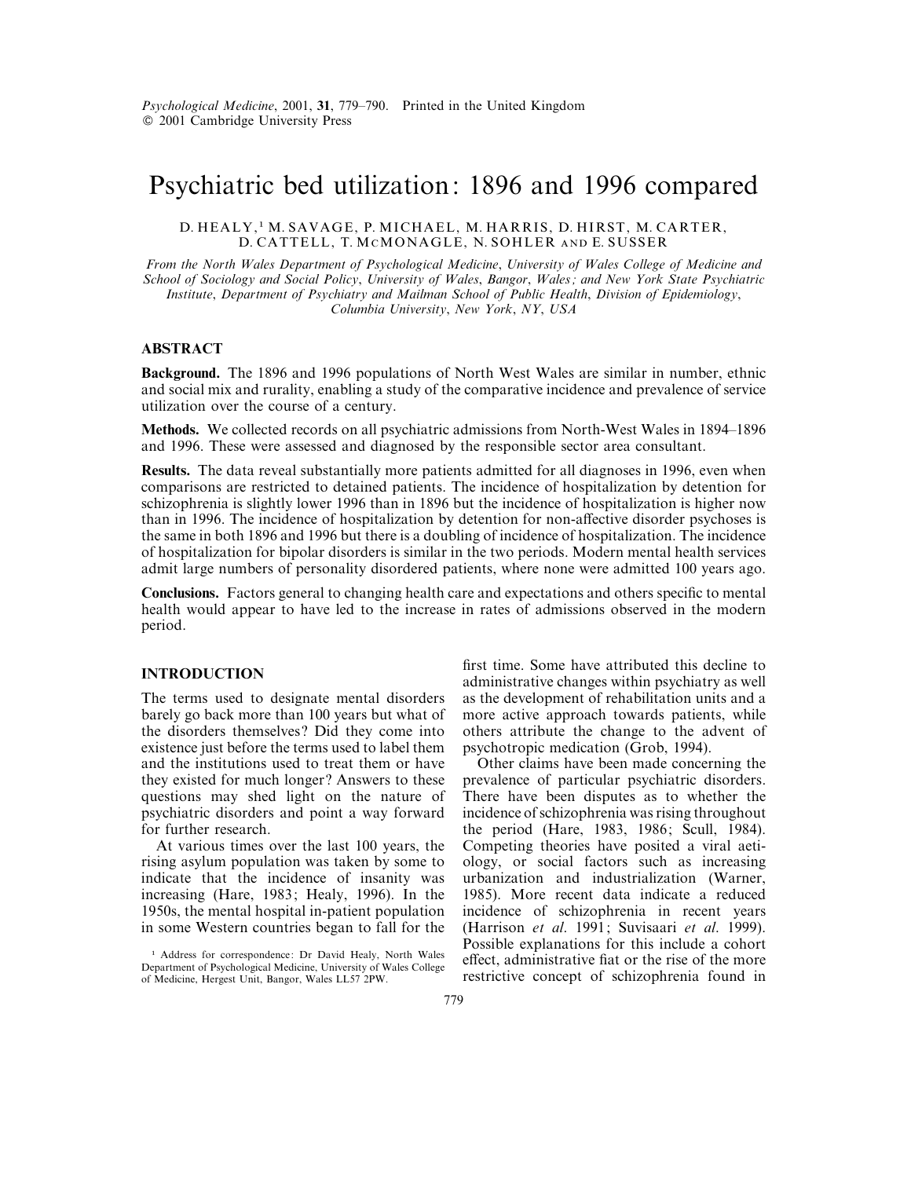# Psychiatric bed utilization: 1896 and 1996 compared

D. HEALY,[1] M. SAVAGE, P. MICHAEL, M. HARRIS, D. HIRST, M. CARTER, D. CATTELL, T. McMONAGLE, N. SOHLER AND E. SUSSER

*From the North Wales Department of Psychological Medicine, University of Wales College of Medicine and School of Sociology and Social Policy, University of Wales, Bangor, Wales; and New York State Psychiatric Institute, Department of Psychiatry and Mailman School of Public Health, Division of Epidemiology, Columbia University, New York, NY, USA*

## ABSTRACT

**Background.** The 1896 and 1996 populations of North West Wales are similar in number, ethnic and social mix and rurality, enabling a study of the comparative incidence and prevalence of service utilization over the course of a century.

**Methods.** We collected records on all psychiatric admissions from North-West Wales in 1894–1896 and 1996. These were assessed and diagnosed by the responsible sector area consultant.

**Results.** The data reveal substantially more patients admitted for all diagnoses in 1996, even when comparisons are restricted to detained patients. The incidence of hospitalization by detention for schizophrenia is slightly lower 1996 than in 1896 but the incidence of hospitalization is higher now than in 1996. The incidence of hospitalization by detention for non-affective disorder psychoses is the same in both 1896 and 1996 but there is a doubling of incidence of hospitalization. The incidence of hospitalization for bipolar disorders is similar in the two periods. Modern mental health services admit large numbers of personality disordered patients, where none were admitted 100 years ago.

**Conclusions.** Factors general to changing health care and expectations and others specific to mental health would appear to have led to the increase in rates of admissions observed in the modern period.

## INTRODUCTION

The terms used to designate mental disorders barely go back more than 100 years but what of the disorders themselves? Did they come into existence just before the terms used to label them and the institutions used to treat them or have they existed for much longer? Answers to these questions may shed light on the nature of psychiatric disorders and point a way forward for further research.

At various times over the last 100 years, the rising asylum population was taken by some to indicate that the incidence of insanity was increasing (Hare, 1983; Healy, 1996). In the 1950s, the mental hospital in-patient population in some Western countries began to fall for the first time. Some have attributed this decline to administrative changes within psychiatry as well as the development of rehabilitation units and a more active approach towards patients, while others attribute the change to the advent of psychotropic medication (Grob, 1994).

Other claims have been made concerning the prevalence of particular psychiatric disorders. There have been disputes as to whether the incidence of schizophrenia was rising throughout the period (Hare, 1983, 1986; Scull, 1984). Competing theories have posited a viral aetiology, or social factors such as increasing urbanization and industrialization (Warner, 1985). More recent data indicate a reduced incidence of schizophrenia in recent years (Harrison *et al.* 1991; Suvisaari *et al.* 1999). Possible explanations for this include a cohort effect, administrative fiat or the rise of the more restrictive concept of schizophrenia found in

[1] Address for correspondence: Dr David Healy, North Wales Department of Psychological Medicine, University of Wales College of Medicine, Hergest Unit, Bangor, Wales LL57 2PW.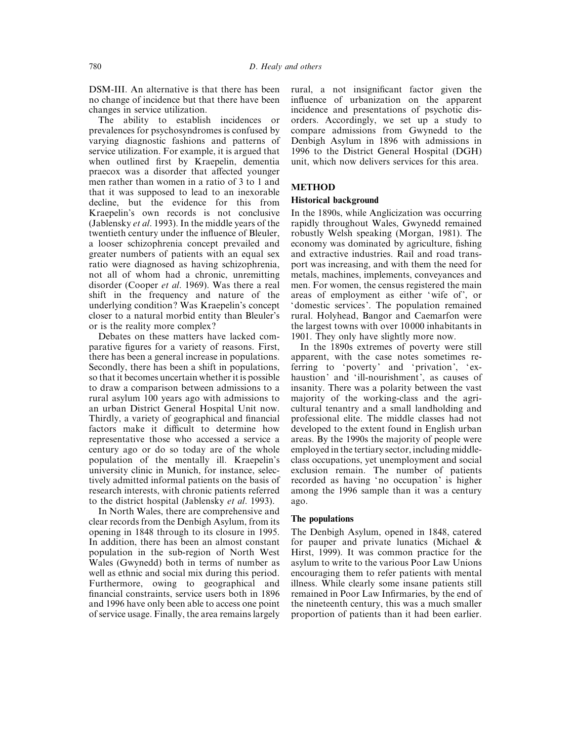DSM-III. An alternative is that there has been no change of incidence but that there have been changes in service utilization.

The ability to establish incidences or prevalences for psychosyndromes is confused by varying diagnostic fashions and patterns of service utilization. For example, it is argued that when outlined first by Kraepelin, dementia praecox was a disorder that affected younger men rather than women in a ratio of 3 to 1 and that it was supposed to lead to an inexorable decline, but the evidence for this from Kraepelin's own records is not conclusive (Jablensky *et al*. 1993). In the middle years of the twentieth century under the influence of Bleuler, a looser schizophrenia concept prevailed and greater numbers of patients with an equal sex ratio were diagnosed as having schizophrenia, not all of whom had a chronic, unremitting disorder (Cooper *et al*. 1969). Was there a real shift in the frequency and nature of the underlying condition? Was Kraepelin's concept closer to a natural morbid entity than Bleuler's or is the reality more complex?

Debates on these matters have lacked comparative figures for a variety of reasons. First, there has been a general increase in populations. Secondly, there has been a shift in populations, so that it becomes uncertain whether it is possible to draw a comparison between admissions to a rural asylum 100 years ago with admissions to an urban District General Hospital Unit now. Thirdly, a variety of geographical and financial factors make it difficult to determine how representative those who accessed a service a century ago or do so today are of the whole population of the mentally ill. Kraepelin's university clinic in Munich, for instance, selectively admitted informal patients on the basis of research interests, with chronic patients referred to the district hospital (Jablensky *et al*. 1993).

In North Wales, there are comprehensive and clear records from the Denbigh Asylum, from its opening in 1848 through to its closure in 1995. In addition, there has been an almost constant population in the sub-region of North West Wales (Gwynedd) both in terms of number as well as ethnic and social mix during this period. Furthermore, owing to geographical and financial constraints, service users both in 1896 and 1996 have only been able to access one point of service usage. Finally, the area remains largely rural, a not insignificant factor given the influence of urbanization on the apparent incidence and presentations of psychotic disorders. Accordingly, we set up a study to compare admissions from Gwynedd to the Denbigh Asylum in 1896 with admissions in 1996 to the District General Hospital (DGH) unit, which now delivers services for this area.

## METHOD

### Historical background

In the 1890s, while Anglicization was occurring rapidly throughout Wales, Gwynedd remained robustly Welsh speaking (Morgan, 1981). The economy was dominated by agriculture, fishing and extractive industries. Rail and road transport was increasing, and with them the need for metals, machines, implements, conveyances and men. For women, the census registered the main areas of employment as either 'wife of', or 'domestic services'. The population remained rural. Holyhead, Bangor and Caernarfon were the largest towns with over 10000 inhabitants in 1901. They only have slightly more now.

In the 1890s extremes of poverty were still apparent, with the case notes sometimes referring to 'poverty' and 'privation', 'exhaustion' and 'ill-nourishment', as causes of insanity. There was a polarity between the vast majority of the working-class and the agricultural tenantry and a small landholding and professional elite. The middle classes had not developed to the extent found in English urban areas. By the 1990s the majority of people were employed in the tertiary sector, including middle-class occupations, yet unemployment and social exclusion remain. The number of patients recorded as having 'no occupation' is higher among the 1996 sample than it was a century ago.

### The populations

The Denbigh Asylum, opened in 1848, catered for pauper and private lunatics (Michael & Hirst, 1999). It was common practice for the asylum to write to the various Poor Law Unions encouraging them to refer patients with mental illness. While clearly some insane patients still remained in Poor Law Infirmaries, by the end of the nineteenth century, this was a much smaller proportion of patients than it had been earlier.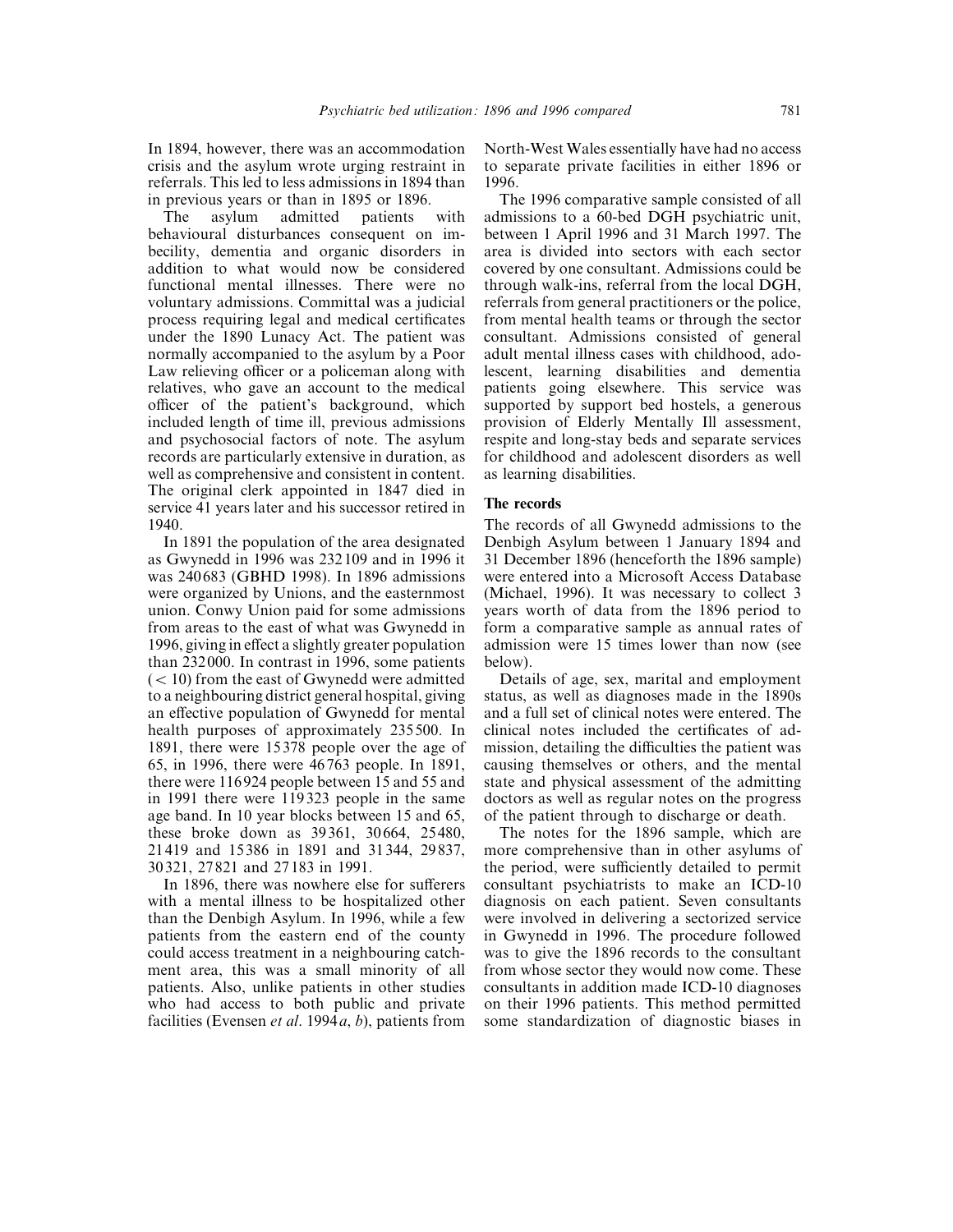In 1894, however, there was an accommodation crisis and the asylum wrote urging restraint in referrals. This led to less admissions in 1894 than in previous years or than in 1895 or 1896.

The asylum admitted patients with behavioural disturbances consequent on imbecility, dementia and organic disorders in addition to what would now be considered functional mental illnesses. There were no voluntary admissions. Committal was a judicial process requiring legal and medical certificates under the 1890 Lunacy Act. The patient was normally accompanied to the asylum by a Poor Law relieving officer or a policeman along with relatives, who gave an account to the medical officer of the patient's background, which included length of time ill, previous admissions and psychosocial factors of note. The asylum records are particularly extensive in duration, as well as comprehensive and consistent in content. The original clerk appointed in 1847 died in service 41 years later and his successor retired in 1940.

In 1891 the population of the area designated as Gwynedd in 1996 was 232109 and in 1996 it was 240683 (GBHD 1998). In 1896 admissions were organized by Unions, and the easternmost union. Conwy Union paid for some admissions from areas to the east of what was Gwynedd in 1996, giving in effect a slightly greater population than 232000. In contrast in 1996, some patients (< 10) from the east of Gwynedd were admitted to a neighbouring district general hospital, giving an effective population of Gwynedd for mental health purposes of approximately 235500. In 1891, there were 15378 people over the age of 65, in 1996, there were 46763 people. In 1891, there were 116924 people between 15 and 55 and in 1991 there were 119323 people in the same age band. In 10 year blocks between 15 and 65, these broke down as 39361, 30664, 25480, 21419 and 15386 in 1891 and 31344, 29837, 30321, 27821 and 27183 in 1991.

In 1896, there was nowhere else for sufferers with a mental illness to be hospitalized other than the Denbigh Asylum. In 1996, while a few patients from the eastern end of the county could access treatment in a neighbouring catchment area, this was a small minority of all patients. Also, unlike patients in other studies who had access to both public and private facilities (Evensen *et al*. 1994*a*, *b*), patients from North-West Wales essentially have had no access to separate private facilities in either 1896 or 1996.

The 1996 comparative sample consisted of all admissions to a 60-bed DGH psychiatric unit, between 1 April 1996 and 31 March 1997. The area is divided into sectors with each sector covered by one consultant. Admissions could be through walk-ins, referral from the local DGH, referrals from general practitioners or the police, from mental health teams or through the sector consultant. Admissions consisted of general adult mental illness cases with childhood, adolescent, learning disabilities and dementia patients going elsewhere. This service was supported by support bed hostels, a generous provision of Elderly Mentally Ill assessment, respite and long-stay beds and separate services for childhood and adolescent disorders as well as learning disabilities.

### The records

The records of all Gwynedd admissions to the Denbigh Asylum between 1 January 1894 and 31 December 1896 (henceforth the 1896 sample) were entered into a Microsoft Access Database (Michael, 1996). It was necessary to collect 3 years worth of data from the 1896 period to form a comparative sample as annual rates of admission were 15 times lower than now (see below).

Details of age, sex, marital and employment status, as well as diagnoses made in the 1890s and a full set of clinical notes were entered. The clinical notes included the certificates of admission, detailing the difficulties the patient was causing themselves or others, and the mental state and physical assessment of the admitting doctors as well as regular notes on the progress of the patient through to discharge or death.

The notes for the 1896 sample, which are more comprehensive than in other asylums of the period, were sufficiently detailed to permit consultant psychiatrists to make an ICD-10 diagnosis on each patient. Seven consultants were involved in delivering a sectorized service in Gwynedd in 1996. The procedure followed was to give the 1896 records to the consultant from whose sector they would now come. These consultants in addition made ICD-10 diagnoses on their 1996 patients. This method permitted some standardization of diagnostic biases in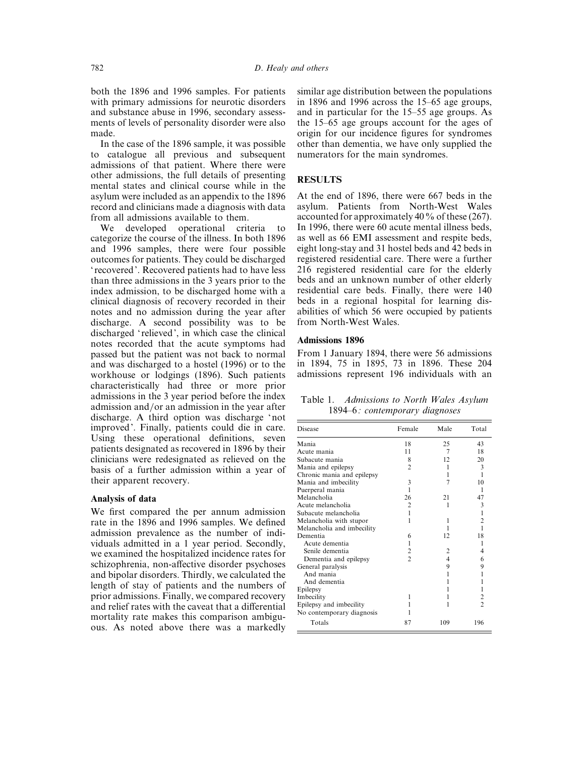both the 1896 and 1996 samples. For patients with primary admissions for neurotic disorders and substance abuse in 1996, secondary assessments of levels of personality disorder were also made.

In the case of the 1896 sample, it was possible to catalogue all previous and subsequent admissions of that patient. Where there were other admissions, the full details of presenting mental states and clinical course while in the asylum were included as an appendix to the 1896 record and clinicians made a diagnosis with data from all admissions available to them.

We developed operational criteria to categorize the course of the illness. In both 1896 and 1996 samples, there were four possible outcomes for patients. They could be discharged 'recovered'. Recovered patients had to have less than three admissions in the 3 years prior to the index admission, to be discharged home with a clinical diagnosis of recovery recorded in their notes and no admission during the year after discharge. A second possibility was to be discharged 'relieved', in which case the clinical notes recorded that the acute symptoms had passed but the patient was not back to normal and was discharged to a hostel (1996) or to the workhouse or lodgings (1896). Such patients characteristically had three or more prior admissions in the 3 year period before the index admission and/or an admission in the year after discharge. A third option was discharge 'not improved'. Finally, patients could die in care. Using these operational definitions, seven patients designated as recovered in 1896 by their clinicians were redesignated as relieved on the basis of a further admission within a year of their apparent recovery.

### Analysis of data

We first compared the per annum admission rate in the 1896 and 1996 samples. We defined admission prevalence as the number of individuals admitted in a 1 year period. Secondly, we examined the hospitalized incidence rates for schizophrenia, non-affective disorder psychoses and bipolar disorders. Thirdly, we calculated the length of stay of patients and the numbers of prior admissions. Finally, we compared recovery and relief rates with the caveat that a differential mortality rate makes this comparison ambiguous. As noted above there was a markedly similar age distribution between the populations in 1896 and 1996 across the 15–65 age groups, and in particular for the 15–55 age groups. As the 15–65 age groups account for the ages of origin for our incidence figures for syndromes other than dementia, we have only supplied the numerators for the main syndromes.

## RESULTS

At the end of 1896, there were 667 beds in the asylum. Patients from North-West Wales accounted for approximately 40% of these (267). In 1996, there were 60 acute mental illness beds, as well as 66 EMI assessment and respite beds, eight long-stay and 31 hostel beds and 42 beds in registered residential care. There were a further 216 registered residential care for the elderly beds and an unknown number of other elderly residential care beds. Finally, there were 140 beds in a regional hospital for learning disabilities of which 56 were occupied by patients from North-West Wales.

### Admissions 1896

From 1 January 1894, there were 56 admissions in 1894, 75 in 1895, 73 in 1896. These 204 admissions represent 196 individuals with an

Table 1. *Admissions to North Wales Asylum 1894–6: contemporary diagnoses*

| Disease | Female | Male | Total |
|---|---|---|---|
| Mania | 18 | 25 | 43 |
| Acute mania | 11 | 7 | 18 |
| Subacute mania | 8 | 12 | 20 |
| Mania and epilepsy | 2 | 1 | 3 |
| Chronic mania and epilepsy | | 1 | 1 |
| Mania and imbecility | 3 | 7 | 10 |
| Puerperal mania | 1 | | 1 |
| Melancholia | 26 | 21 | 47 |
| Acute melancholia | 2 | 1 | 3 |
| Subacute melancholia | 1 | | 1 |
| Melancholia with stupor | 1 | 1 | 2 |
| Melancholia and imbecility | | 1 | 1 |
| Dementia | 6 | 12 | 18 |
| Acute dementia | 1 | | 1 |
| Senile dementia | 2 | 2 | 4 |
| Dementia and epilepsy | 2 | 4 | 6 |
| General paralysis | | 9 | 9 |
| And mania | | 1 | 1 |
| And dementia | | 1 | 1 |
| Epilepsy | | 1 | 1 |
| Imbecility | 1 | 1 | 2 |
| Epilepsy and imbecility | 1 | 1 | 2 |
| No contemporary diagnosis | 1 | | |
| Totals | 87 | 109 | 196 |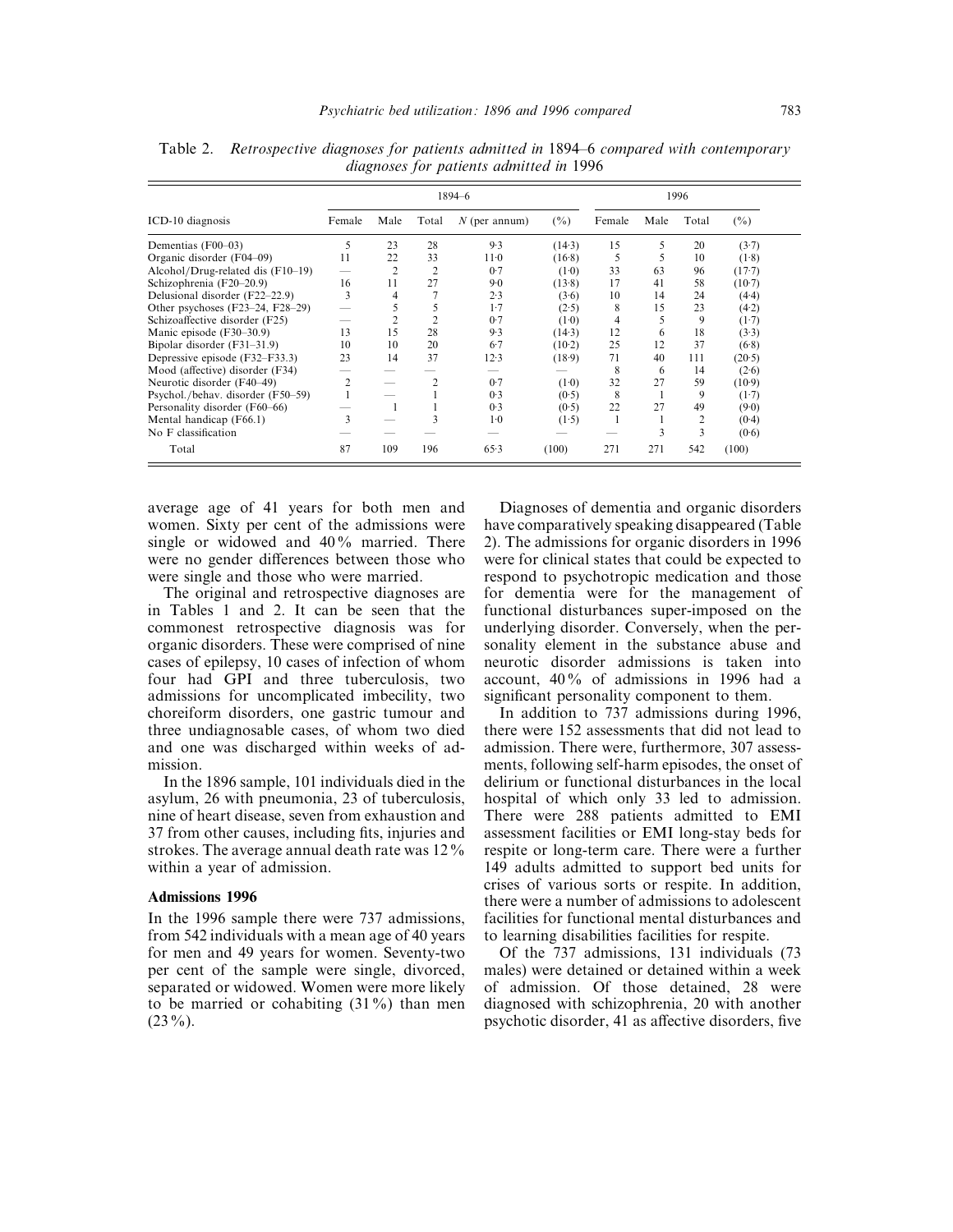Table 2. *Retrospective diagnoses for patients admitted in* 1894–6 *compared with contemporary diagnoses for patients admitted in* 1996

| ICD-10 diagnosis | 1894–6 | | | | | 1996 | | | |
|---|---|---|---|---|---|---|---|---|---|
| | Female | Male | Total | *N* (per annum) | (%) | Female | Male | Total | (%) |
| Dementias (F00–03) | 5 | 23 | 28 | 9·3 | (14·3) | 15 | 5 | 20 | (3·7) |
| Organic disorder (F04–09) | 11 | 22 | 33 | 11·0 | (16·8) | 5 | 5 | 10 | (1·8) |
| Alcohol/Drug-related dis (F10–19) | — | 2 | 2 | 0·7 | (1·0) | 33 | 63 | 96 | (17·7) |
| Schizophrenia (F20–20.9) | 16 | 11 | 27 | 9·0 | (13·8) | 17 | 41 | 58 | (10·7) |
| Delusional disorder (F22–22.9) | 3 | 4 | 7 | 2·3 | (3·6) | 10 | 14 | 24 | (4·4) |
| Other psychoses (F23–24, F28–29) | — | 5 | 5 | 1·7 | (2·5) | 8 | 15 | 23 | (4·2) |
| Schizoaffective disorder (F25) | — | 2 | 2 | 0·7 | (1·0) | 4 | 5 | 9 | (1·7) |
| Manic episode (F30–30.9) | 13 | 15 | 28 | 9·3 | (14·3) | 12 | 6 | 18 | (3·3) |
| Bipolar disorder (F31–31.9) | 10 | 10 | 20 | 6·7 | (10·2) | 25 | 12 | 37 | (6·8) |
| Depressive episode (F32–F33.3) | 23 | 14 | 37 | 12·3 | (18·9) | 71 | 40 | 111 | (20·5) |
| Mood (affective) disorder (F34) | — | — | — | — | — | 8 | 6 | 14 | (2·6) |
| Neurotic disorder (F40–49) | 2 | — | 2 | 0·7 | (1·0) | 32 | 27 | 59 | (10·9) |
| Psychol./behav. disorder (F50–59) | 1 | — | 1 | 0·3 | (0·5) | 8 | 1 | 9 | (1·7) |
| Personality disorder (F60–66) | — | 1 | 1 | 0·3 | (0·5) | 22 | 27 | 49 | (9·0) |
| Mental handicap (F66.1) | 3 | — | 3 | 1·0 | (1·5) | 1 | 1 | 2 | (0·4) |
| No F classification | — | — | — | — | — | — | 3 | 3 | (0·6) |
| Total | 87 | 109 | 196 | 65·3 | (100) | 271 | 271 | 542 | (100) |

average age of 41 years for both men and women. Sixty per cent of the admissions were single or widowed and 40% married. There were no gender differences between those who were single and those who were married.

The original and retrospective diagnoses are in Tables 1 and 2. It can be seen that the commonest retrospective diagnosis was for organic disorders. These were comprised of nine cases of epilepsy, 10 cases of infection of whom four had GPI and three tuberculosis, two admissions for uncomplicated imbecility, two choreiform disorders, one gastric tumour and three undiagnosable cases, of whom two died and one was discharged within weeks of admission.

In the 1896 sample, 101 individuals died in the asylum, 26 with pneumonia, 23 of tuberculosis, nine of heart disease, seven from exhaustion and 37 from other causes, including fits, injuries and strokes. The average annual death rate was 12% within a year of admission.

### Admissions 1996

In the 1996 sample there were 737 admissions, from 542 individuals with a mean age of 40 years for men and 49 years for women. Seventy-two per cent of the sample were single, divorced, separated or widowed. Women were more likely to be married or cohabiting (31%) than men (23%).

Diagnoses of dementia and organic disorders have comparatively speaking disappeared (Table 2). The admissions for organic disorders in 1996 were for clinical states that could be expected to respond to psychotropic medication and those for dementia were for the management of functional disturbances super-imposed on the underlying disorder. Conversely, when the personality element in the substance abuse and neurotic disorder admissions is taken into account, 40% of admissions in 1996 had a significant personality component to them.

In addition to 737 admissions during 1996, there were 152 assessments that did not lead to admission. There were, furthermore, 307 assessments, following self-harm episodes, the onset of delirium or functional disturbances in the local hospital of which only 33 led to admission. There were 288 patients admitted to EMI assessment facilities or EMI long-stay beds for respite or long-term care. There were a further 149 adults admitted to support bed units for crises of various sorts or respite. In addition, there were a number of admissions to adolescent facilities for functional mental disturbances and to learning disabilities facilities for respite.

Of the 737 admissions, 131 individuals (73 males) were detained or detained within a week of admission. Of those detained, 28 were diagnosed with schizophrenia, 20 with another psychotic disorder, 41 as affective disorders, five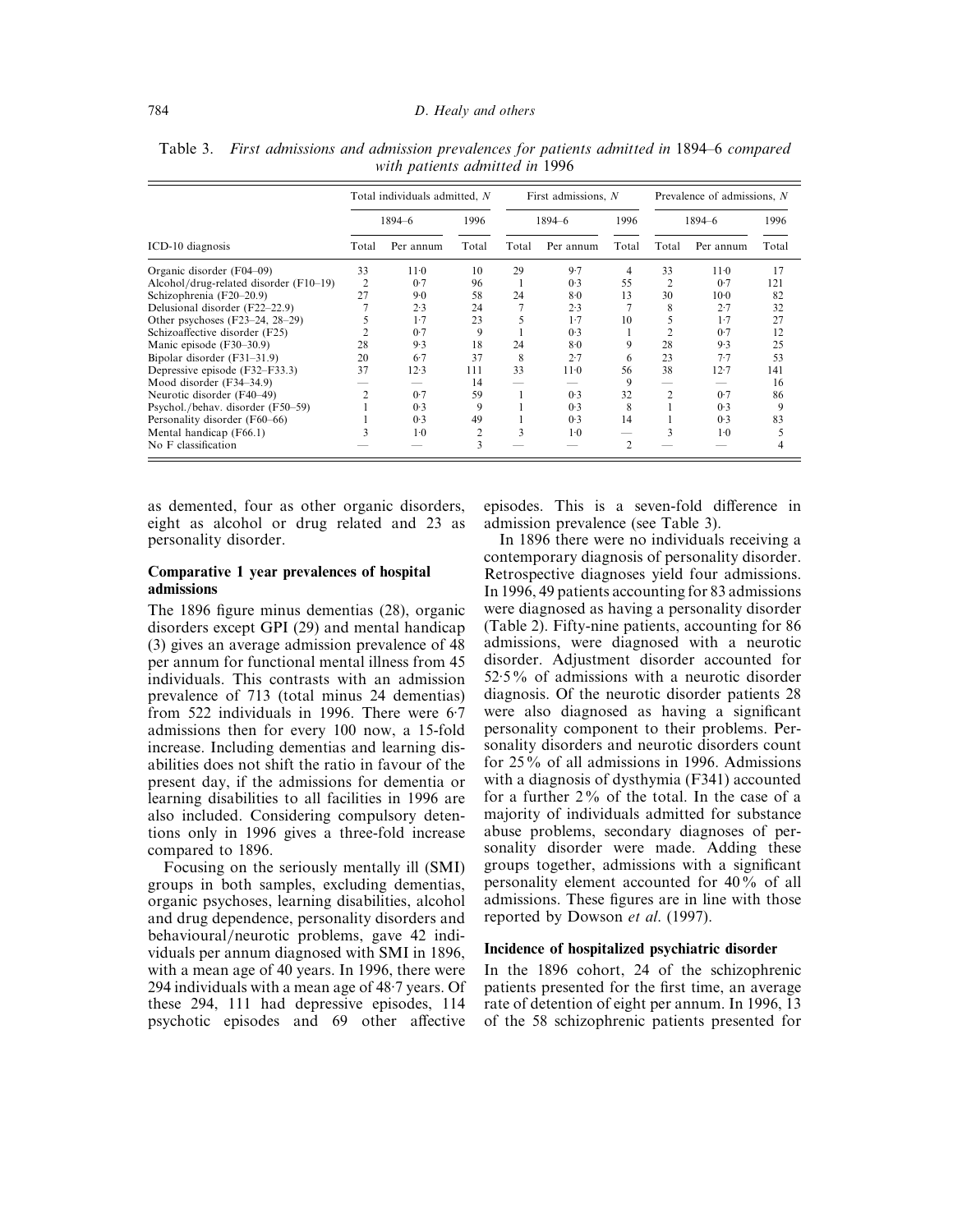Table 3. *First admissions and admission prevalences for patients admitted in* 1894–6 *compared with patients admitted in* 1996

| ICD-10 diagnosis | Total individuals admitted, *N* | | | First admissions, *N* | | | Prevalence of admissions, *N* | | |
|---|---|---|---|---|---|---|---|---|---|
| | 1894–6 | | 1996 | 1894–6 | | 1996 | 1894–6 | | 1996 |
| | Total | Per annum | Total | Total | Per annum | Total | Total | Per annum | Total |
| Organic disorder (F04–09) | 33 | 11·0 | 10 | 29 | 9·7 | 4 | 33 | 11·0 | 17 |
| Alcohol/drug-related disorder (F10–19) | 2 | 0·7 | 96 | 1 | 0·3 | 55 | 2 | 0·7 | 121 |
| Schizophrenia (F20–20.9) | 27 | 9·0 | 58 | 24 | 8·0 | 13 | 30 | 10·0 | 82 |
| Delusional disorder (F22–22.9) | 7 | 2·3 | 24 | 7 | 2·3 | 7 | 8 | 2·7 | 32 |
| Other psychoses (F23–24, 28–29) | 5 | 1·7 | 23 | 5 | 1·7 | 10 | 5 | 1·7 | 27 |
| Schizoaffective disorder (F25) | 2 | 0·7 | 9 | 1 | 0·3 | 1 | 2 | 0·7 | 12 |
| Manic episode (F30–30.9) | 28 | 9·3 | 18 | 24 | 8·0 | 9 | 28 | 9·3 | 25 |
| Bipolar disorder (F31–31.9) | 20 | 6·7 | 37 | 8 | 2·7 | 6 | 23 | 7·7 | 53 |
| Depressive episode (F32–F33.3) | 37 | 12·3 | 111 | 33 | 11·0 | 56 | 38 | 12·7 | 141 |
| Mood disorder (F34–34.9) | — | — | 14 | — | — | 9 | — | — | 16 |
| Neurotic disorder (F40–49) | 2 | 0·7 | 59 | 1 | 0·3 | 32 | 2 | 0·7 | 86 |
| Psychol./behav. disorder (F50–59) | 1 | 0·3 | 9 | 1 | 0·3 | 8 | 1 | 0·3 | 9 |
| Personality disorder (F60–66) | 1 | 0·3 | 49 | 1 | 0·3 | 14 | 1 | 0·3 | 83 |
| Mental handicap (F66.1) | 3 | 1·0 | 2 | 3 | 1·0 | — | 3 | 1·0 | 5 |
| No F classification | — | — | 3 | — | — | 2 | — | — | 4 |

as demented, four as other organic disorders, eight as alcohol or drug related and 23 as personality disorder.

### Comparative 1 year prevalences of hospital admissions

The 1896 figure minus dementias (28), organic disorders except GPI (29) and mental handicap (3) gives an average admission prevalence of 48 per annum for functional mental illness from 45 individuals. This contrasts with an admission prevalence of 713 (total minus 24 dementias) from 522 individuals in 1996. There were 6·7 admissions then for every 100 now, a 15-fold increase. Including dementias and learning disabilities does not shift the ratio in favour of the present day, if the admissions for dementia or learning disabilities to all facilities in 1996 are also included. Considering compulsory detentions only in 1996 gives a three-fold increase compared to 1896.

Focusing on the seriously mentally ill (SMI) groups in both samples, excluding dementias, organic psychoses, learning disabilities, alcohol and drug dependence, personality disorders and behavioural/neurotic problems, gave 42 individuals per annum diagnosed with SMI in 1896, with a mean age of 40 years. In 1996, there were 294 individuals with a mean age of 48·7 years. Of these 294, 111 had depressive episodes, 114 psychotic episodes and 69 other affective episodes. This is a seven-fold difference in admission prevalence (see Table 3).

In 1896 there were no individuals receiving a contemporary diagnosis of personality disorder. Retrospective diagnoses yield four admissions. In 1996, 49 patients accounting for 83 admissions were diagnosed as having a personality disorder (Table 2). Fifty-nine patients, accounting for 86 admissions, were diagnosed with a neurotic disorder. Adjustment disorder accounted for 52·5% of admissions with a neurotic disorder diagnosis. Of the neurotic disorder patients 28 were also diagnosed as having a significant personality component to their problems. Personality disorders and neurotic disorders count for 25% of all admissions in 1996. Admissions with a diagnosis of dysthymia (F341) accounted for a further 2% of the total. In the case of a majority of individuals admitted for substance abuse problems, secondary diagnoses of personality disorder were made. Adding these groups together, admissions with a significant personality element accounted for 40% of all admissions. These figures are in line with those reported by Dowson *et al.* (1997).

### Incidence of hospitalized psychiatric disorder

In the 1896 cohort, 24 of the schizophrenic patients presented for the first time, an average rate of detention of eight per annum. In 1996, 13 of the 58 schizophrenic patients presented for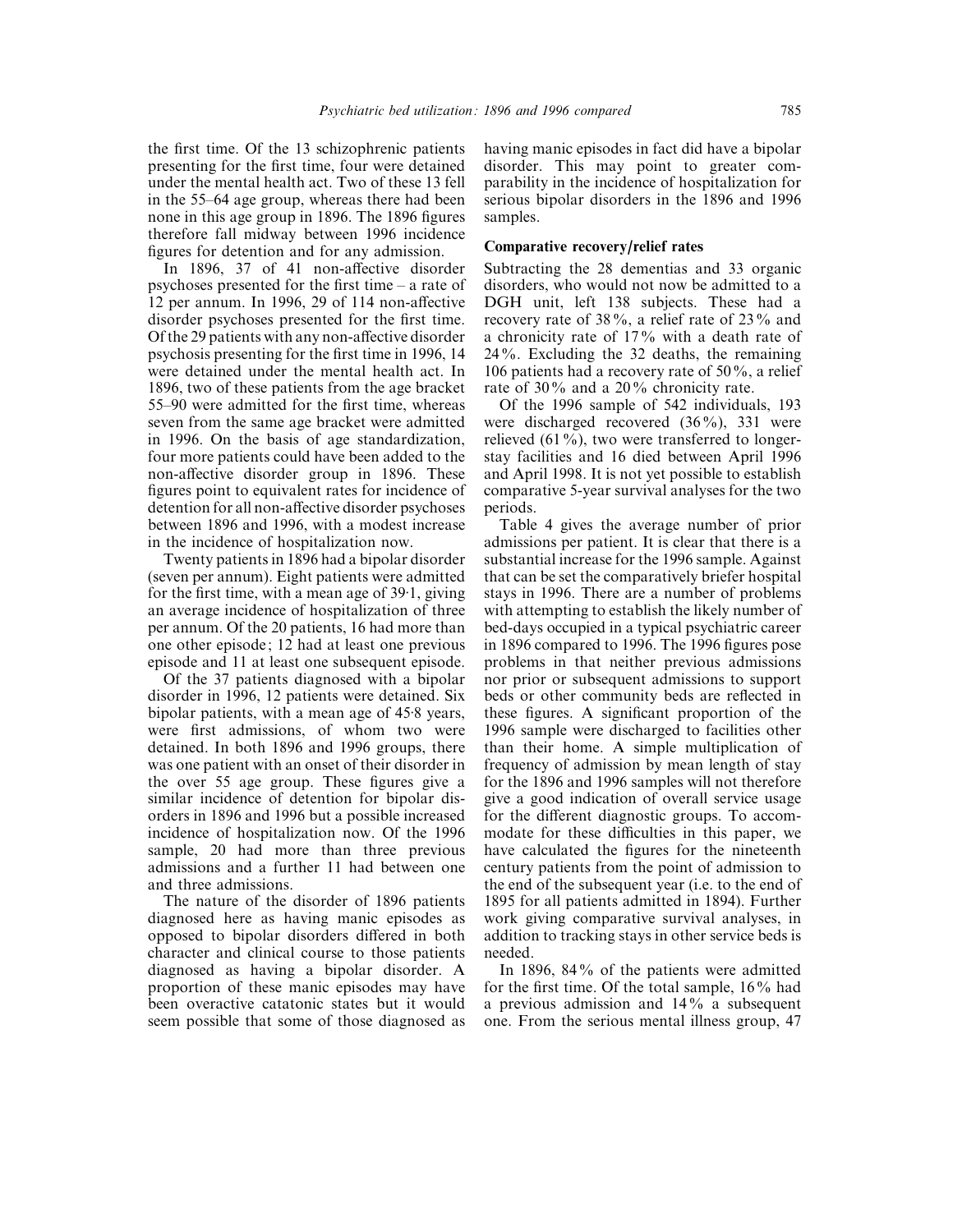the first time. Of the 13 schizophrenic patients presenting for the first time, four were detained under the mental health act. Two of these 13 fell in the 55–64 age group, whereas there had been none in this age group in 1896. The 1896 figures therefore fall midway between 1996 incidence figures for detention and for any admission.

In 1896, 37 of 41 non-affective disorder psychoses presented for the first time – a rate of 12 per annum. In 1996, 29 of 114 non-affective disorder psychoses presented for the first time. Of the 29 patients with any non-affective disorder psychosis presenting for the first time in 1996, 14 were detained under the mental health act. In 1896, two of these patients from the age bracket 55–90 were admitted for the first time, whereas seven from the same age bracket were admitted in 1996. On the basis of age standardization, four more patients could have been added to the non-affective disorder group in 1896. These figures point to equivalent rates for incidence of detention for all non-affective disorder psychoses between 1896 and 1996, with a modest increase in the incidence of hospitalization now.

Twenty patients in 1896 had a bipolar disorder (seven per annum). Eight patients were admitted for the first time, with a mean age of 39·1, giving an average incidence of hospitalization of three per annum. Of the 20 patients, 16 had more than one other episode; 12 had at least one previous episode and 11 at least one subsequent episode.

Of the 37 patients diagnosed with a bipolar disorder in 1996, 12 patients were detained. Six bipolar patients, with a mean age of 45·8 years, were first admissions, of whom two were detained. In both 1896 and 1996 groups, there was one patient with an onset of their disorder in the over 55 age group. These figures give a similar incidence of detention for bipolar disorders in 1896 and 1996 but a possible increased incidence of hospitalization now. Of the 1996 sample, 20 had more than three previous admissions and a further 11 had between one and three admissions.

The nature of the disorder of 1896 patients diagnosed here as having manic episodes as opposed to bipolar disorders differed in both character and clinical course to those patients diagnosed as having a bipolar disorder. A proportion of these manic episodes may have been overactive catatonic states but it would seem possible that some of those diagnosed as having manic episodes in fact did have a bipolar disorder. This may point to greater comparability in the incidence of hospitalization for serious bipolar disorders in the 1896 and 1996 samples.

### Comparative recovery/relief rates

Subtracting the 28 dementias and 33 organic disorders, who would not now be admitted to a DGH unit, left 138 subjects. These had a recovery rate of 38%, a relief rate of 23% and a chronicity rate of 17% with a death rate of 24%. Excluding the 32 deaths, the remaining 106 patients had a recovery rate of 50%, a relief rate of 30% and a 20% chronicity rate.

Of the 1996 sample of 542 individuals, 193 were discharged recovered (36%), 331 were relieved (61%), two were transferred to longer-stay facilities and 16 died between April 1996 and April 1998. It is not yet possible to establish comparative 5-year survival analyses for the two periods.

Table 4 gives the average number of prior admissions per patient. It is clear that there is a substantial increase for the 1996 sample. Against that can be set the comparatively briefer hospital stays in 1996. There are a number of problems with attempting to establish the likely number of bed-days occupied in a typical psychiatric career in 1896 compared to 1996. The 1996 figures pose problems in that neither previous admissions nor prior or subsequent admissions to support beds or other community beds are reflected in these figures. A significant proportion of the 1996 sample were discharged to facilities other than their home. A simple multiplication of frequency of admission by mean length of stay for the 1896 and 1996 samples will not therefore give a good indication of overall service usage for the different diagnostic groups. To accommodate for these difficulties in this paper, we have calculated the figures for the nineteenth century patients from the point of admission to the end of the subsequent year (i.e. to the end of 1895 for all patients admitted in 1894). Further work giving comparative survival analyses, in addition to tracking stays in other service beds is needed.

In 1896, 84% of the patients were admitted for the first time. Of the total sample, 16% had a previous admission and 14% a subsequent one. From the serious mental illness group, 47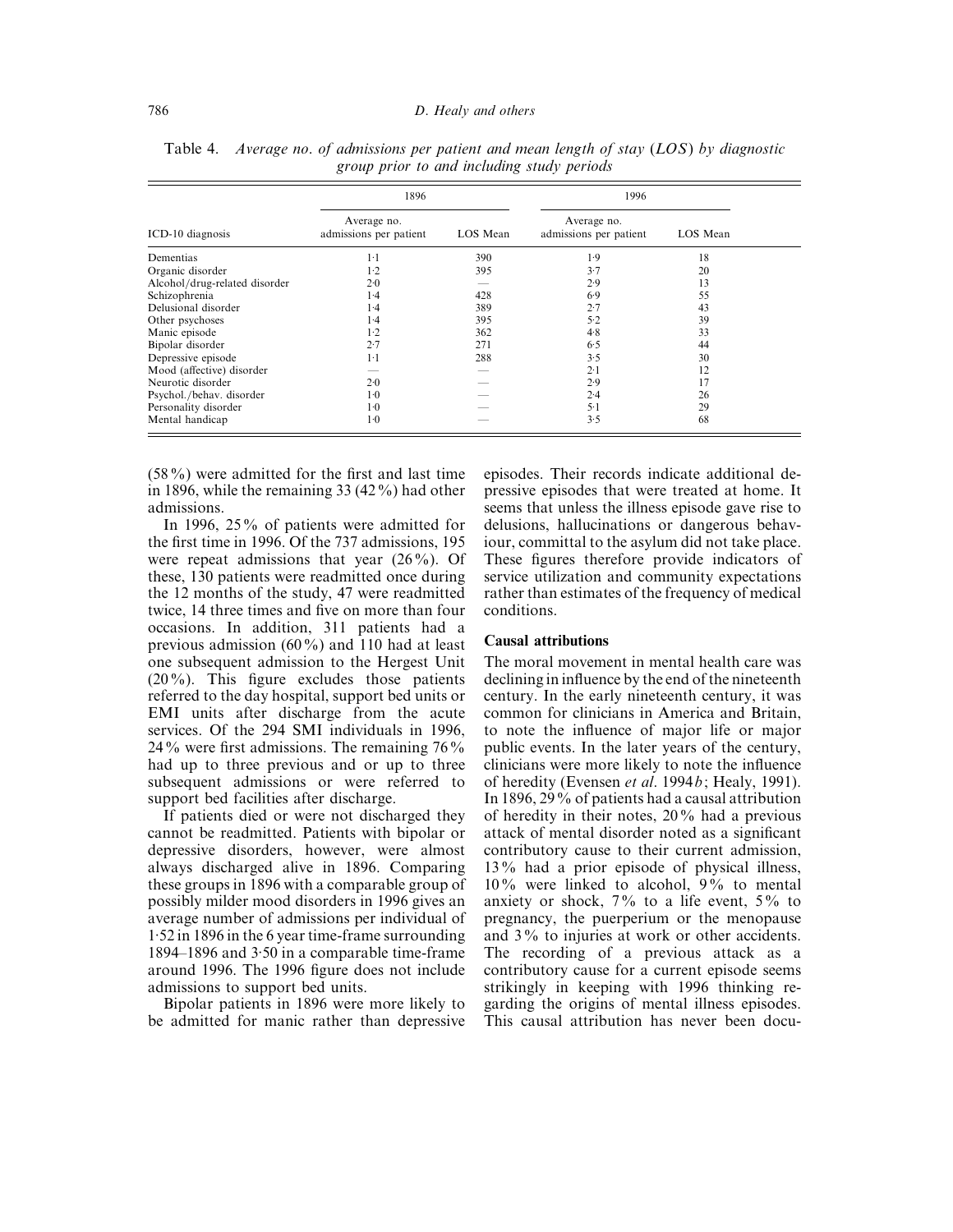Table 4. *Average no. of admissions per patient and mean length of stay (LOS) by diagnostic group prior to and including study periods*

| ICD-10 diagnosis | 1896 | | 1996 | |
|---|---|---|---|---|
| | Average no. admissions per patient | LOS Mean | Average no. admissions per patient | LOS Mean |
| Dementias | 1·1 | 390 | 1·9 | 18 |
| Organic disorder | 1·2 | 395 | 3·7 | 20 |
| Alcohol/drug-related disorder | 2·0 | — | 2·9 | 13 |
| Schizophrenia | 1·4 | 428 | 6·9 | 55 |
| Delusional disorder | 1·4 | 389 | 2·7 | 43 |
| Other psychoses | 1·4 | 395 | 5·2 | 39 |
| Manic episode | 1·2 | 362 | 4·8 | 33 |
| Bipolar disorder | 2·7 | 271 | 6·5 | 44 |
| Depressive episode | 1·1 | 288 | 3·5 | 30 |
| Mood (affective) disorder | — | — | 2·1 | 12 |
| Neurotic disorder | 2·0 | — | 2·9 | 17 |
| Psychol./behav. disorder | 1·0 | — | 2·4 | 26 |
| Personality disorder | 1·0 | — | 5·1 | 29 |
| Mental handicap | 1·0 | — | 3·5 | 68 |

(58%) were admitted for the first and last time in 1896, while the remaining 33 (42%) had other admissions.

In 1996, 25% of patients were admitted for the first time in 1996. Of the 737 admissions, 195 were repeat admissions that year (26%). Of these, 130 patients were readmitted once during the 12 months of the study, 47 were readmitted twice, 14 three times and five on more than four occasions. In addition, 311 patients had a previous admission (60%) and 110 had at least one subsequent admission to the Hergest Unit (20%). This figure excludes those patients referred to the day hospital, support bed units or EMI units after discharge from the acute services. Of the 294 SMI individuals in 1996, 24% were first admissions. The remaining 76% had up to three previous and or up to three subsequent admissions or were referred to support bed facilities after discharge.

If patients died or were not discharged they cannot be readmitted. Patients with bipolar or depressive disorders, however, were almost always discharged alive in 1896. Comparing these groups in 1896 with a comparable group of possibly milder mood disorders in 1996 gives an average number of admissions per individual of 1·52 in 1896 in the 6 year time-frame surrounding 1894–1896 and 3·50 in a comparable time-frame around 1996. The 1996 figure does not include admissions to support bed units.

Bipolar patients in 1896 were more likely to be admitted for manic rather than depressive episodes. Their records indicate additional depressive episodes that were treated at home. It seems that unless the illness episode gave rise to delusions, hallucinations or dangerous behaviour, committal to the asylum did not take place. These figures therefore provide indicators of service utilization and community expectations rather than estimates of the frequency of medical conditions.

### Causal attributions

The moral movement in mental health care was declining in influence by the end of the nineteenth century. In the early nineteenth century, it was common for clinicians in America and Britain, to note the influence of major life or major public events. In the later years of the century, clinicians were more likely to note the influence of heredity (Evensen *et al*. 1994*b*; Healy, 1991). In 1896, 29% of patients had a causal attribution of heredity in their notes, 20% had a previous attack of mental disorder noted as a significant contributory cause to their current admission, 13% had a prior episode of physical illness, 10% were linked to alcohol, 9% to mental anxiety or shock, 7% to a life event, 5% to pregnancy, the puerperium or the menopause and 3% to injuries at work or other accidents. The recording of a previous attack as a contributory cause for a current episode seems strikingly in keeping with 1996 thinking regarding the origins of mental illness episodes. This causal attribution has never been docu-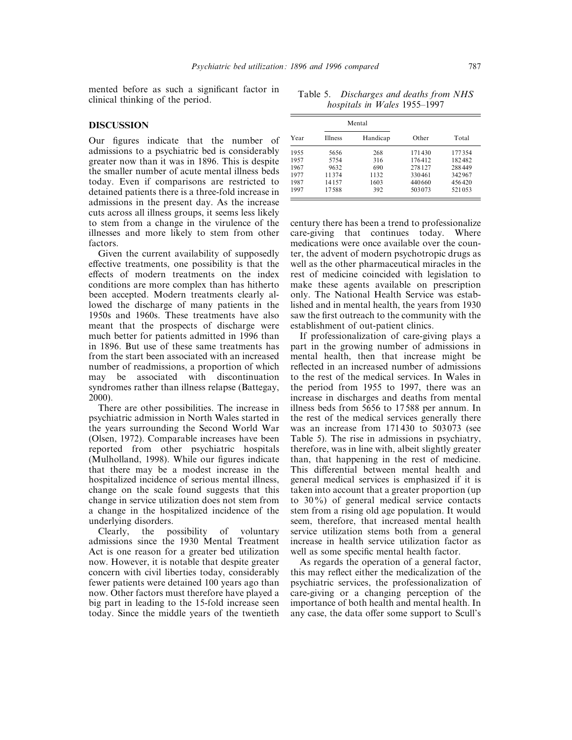mented before as such a significant factor in clinical thinking of the period.

## DISCUSSION

Our figures indicate that the number of admissions to a psychiatric bed is considerably greater now than it was in 1896. This is despite the smaller number of acute mental illness beds today. Even if comparisons are restricted to detained patients there is a three-fold increase in admissions in the present day. As the increase cuts across all illness groups, it seems less likely to stem from a change in the virulence of the illnesses and more likely to stem from other factors.

Given the current availability of supposedly effective treatments, one possibility is that the effects of modern treatments on the index conditions are more complex than has hitherto been accepted. Modern treatments clearly allowed the discharge of many patients in the 1950s and 1960s. These treatments have also meant that the prospects of discharge were much better for patients admitted in 1996 than in 1896. But use of these same treatments has from the start been associated with an increased number of readmissions, a proportion of which may be associated with discontinuation syndromes rather than illness relapse (Battegay, 2000).

There are other possibilities. The increase in psychiatric admission in North Wales started in the years surrounding the Second World War (Olsen, 1972). Comparable increases have been reported from other psychiatric hospitals (Mulholland, 1998). While our figures indicate that there may be a modest increase in the hospitalized incidence of serious mental illness, change on the scale found suggests that this change in service utilization does not stem from a change in the hospitalized incidence of the underlying disorders.

Clearly, the possibility of voluntary admissions since the 1930 Mental Treatment Act is one reason for a greater bed utilization now. However, it is notable that despite greater concern with civil liberties today, considerably fewer patients were detained 100 years ago than now. Other factors must therefore have played a big part in leading to the 15-fold increase seen today. Since the middle years of the twentieth century there has been a trend to professionalize care-giving that continues today. Where medications were once available over the counter, the advent of modern psychotropic drugs as well as the other pharmaceutical miracles in the rest of medicine coincided with legislation to make these agents available on prescription only. The National Health Service was established and in mental health, the years from 1930 saw the first outreach to the community with the establishment of out-patient clinics.

Table 5. *Discharges and deaths from NHS hospitals in Wales* 1955–1997

| Year | Mental | | Other | Total |
|---|---|---|---|---|
| | Illness | Handicap | | |
| 1955 | 5656 | 268 | 171430 | 177354 |
| 1957 | 5754 | 316 | 176412 | 182482 |
| 1967 | 9632 | 690 | 278127 | 288449 |
| 1977 | 11374 | 1132 | 330461 | 342967 |
| 1987 | 14157 | 1603 | 440660 | 456420 |
| 1997 | 17588 | 392 | 503073 | 521053 |

If professionalization of care-giving plays a part in the growing number of admissions in mental health, then that increase might be reflected in an increased number of admissions to the rest of the medical services. In Wales in the period from 1955 to 1997, there was an increase in discharges and deaths from mental illness beds from 5656 to 17588 per annum. In the rest of the medical services generally there was an increase from 171430 to 503073 (see Table 5). The rise in admissions in psychiatry, therefore, was in line with, albeit slightly greater than, that happening in the rest of medicine. This differential between mental health and general medical services is emphasized if it is taken into account that a greater proportion (up to 30%) of general medical service contacts stem from a rising old age population. It would seem, therefore, that increased mental health service utilization stems both from a general increase in health service utilization factor as well as some specific mental health factor.

As regards the operation of a general factor, this may reflect either the medicalization of the psychiatric services, the professionalization of care-giving or a changing perception of the importance of both health and mental health. In any case, the data offer some support to Scull's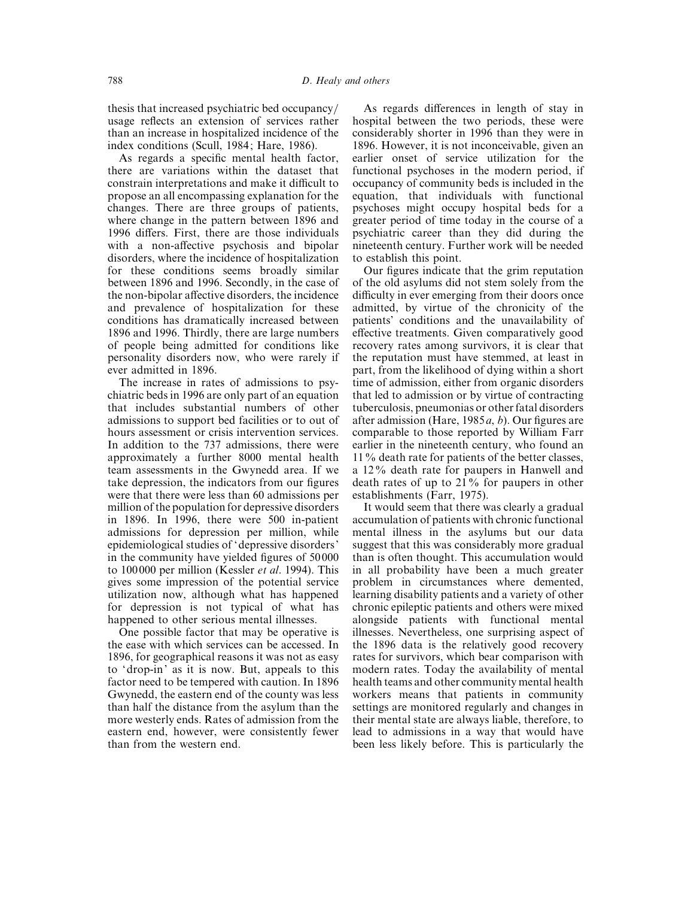thesis that increased psychiatric bed occupancy/usage reflects an extension of services rather than an increase in hospitalized incidence of the index conditions (Scull, 1984; Hare, 1986).

As regards a specific mental health factor, there are variations within the dataset that constrain interpretations and make it difficult to propose an all encompassing explanation for the changes. There are three groups of patients, where change in the pattern between 1896 and 1996 differs. First, there are those individuals with a non-affective psychosis and bipolar disorders, where the incidence of hospitalization for these conditions seems broadly similar between 1896 and 1996. Secondly, in the case of the non-bipolar affective disorders, the incidence and prevalence of hospitalization for these conditions has dramatically increased between 1896 and 1996. Thirdly, there are large numbers of people being admitted for conditions like personality disorders now, who were rarely if ever admitted in 1896.

The increase in rates of admissions to psychiatric beds in 1996 are only part of an equation that includes substantial numbers of other admissions to support bed facilities or to out of hours assessment or crisis intervention services. In addition to the 737 admissions, there were approximately a further 8000 mental health team assessments in the Gwynedd area. If we take depression, the indicators from our figures were that there were less than 60 admissions per million of the population for depressive disorders in 1896. In 1996, there were 500 in-patient admissions for depression per million, while epidemiological studies of 'depressive disorders' in the community have yielded figures of 50 000 to 100 000 per million (Kessler *et al*. 1994). This gives some impression of the potential service utilization now, although what has happened for depression is not typical of what has happened to other serious mental illnesses.

One possible factor that may be operative is the ease with which services can be accessed. In 1896, for geographical reasons it was not as easy to 'drop-in' as it is now. But, appeals to this factor need to be tempered with caution. In 1896 Gwynedd, the eastern end of the county was less than half the distance from the asylum than the more westerly ends. Rates of admission from the eastern end, however, were consistently fewer than from the western end.

As regards differences in length of stay in hospital between the two periods, these were considerably shorter in 1996 than they were in 1896. However, it is not inconceivable, given an earlier onset of service utilization for the functional psychoses in the modern period, if occupancy of community beds is included in the equation, that individuals with functional psychoses might occupy hospital beds for a greater period of time today in the course of a psychiatric career than they did during the nineteenth century. Further work will be needed to establish this point.

Our figures indicate that the grim reputation of the old asylums did not stem solely from the difficulty in ever emerging from their doors once admitted, by virtue of the chronicity of the patients' conditions and the unavailability of effective treatments. Given comparatively good recovery rates among survivors, it is clear that the reputation must have stemmed, at least in part, from the likelihood of dying within a short time of admission, either from organic disorders that led to admission or by virtue of contracting tuberculosis, pneumonias or other fatal disorders after admission (Hare, 1985*a*, *b*). Our figures are comparable to those reported by William Farr earlier in the nineteenth century, who found an 11% death rate for patients of the better classes, a 12% death rate for paupers in Hanwell and death rates of up to 21% for paupers in other establishments (Farr, 1975).

It would seem that there was clearly a gradual accumulation of patients with chronic functional mental illness in the asylums but our data suggest that this was considerably more gradual than is often thought. This accumulation would in all probability have been a much greater problem in circumstances where demented, learning disability patients and a variety of other chronic epileptic patients and others were mixed alongside patients with functional mental illnesses. Nevertheless, one surprising aspect of the 1896 data is the relatively good recovery rates for survivors, which bear comparison with modern rates. Today the availability of mental health teams and other community mental health workers means that patients in community settings are monitored regularly and changes in their mental state are always liable, therefore, to lead to admissions in a way that would have been less likely before. This is particularly the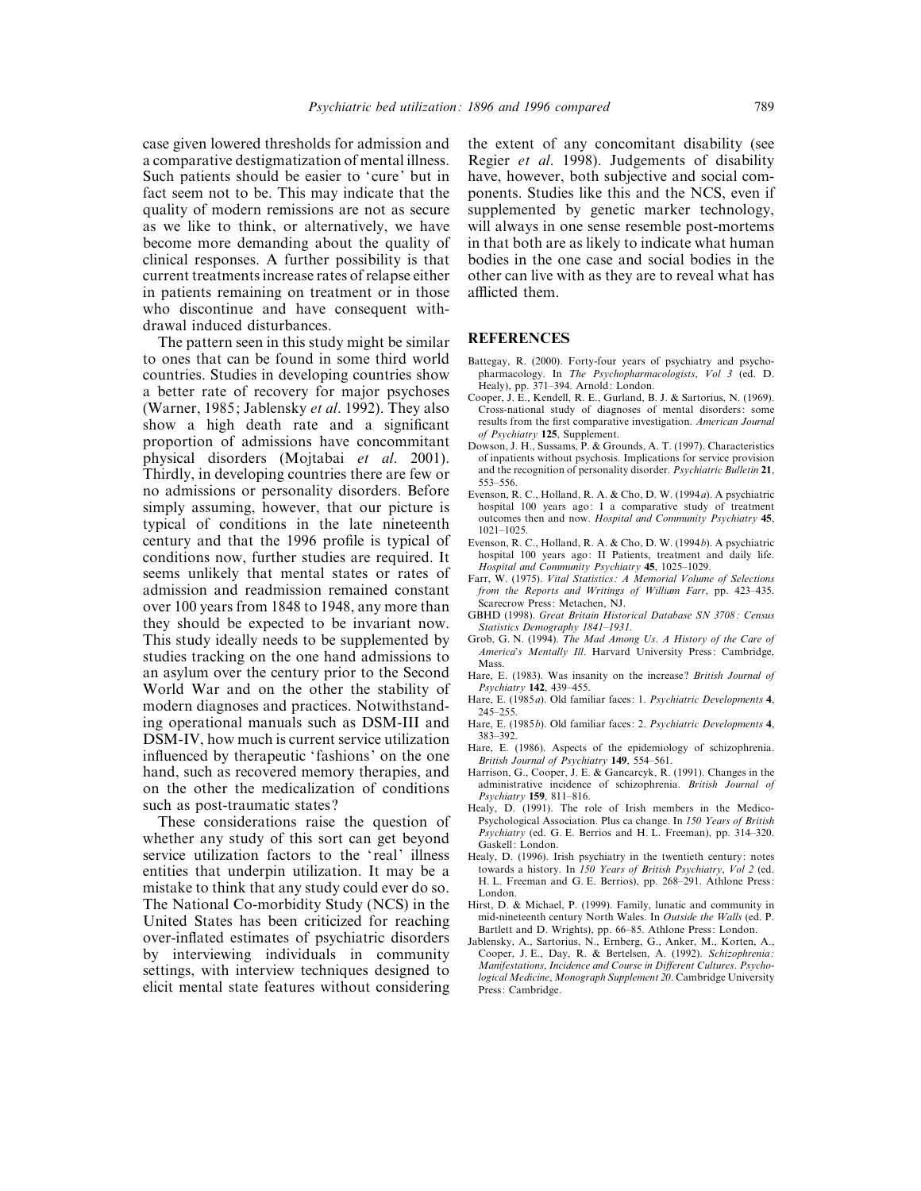case given lowered thresholds for admission and a comparative destigmatization of mental illness. Such patients should be easier to 'cure' but in fact seem not to be. This may indicate that the quality of modern remissions are not as secure as we like to think, or alternatively, we have become more demanding about the quality of clinical responses. A further possibility is that current treatments increase rates of relapse either in patients remaining on treatment or in those who discontinue and have consequent withdrawal induced disturbances.

The pattern seen in this study might be similar to ones that can be found in some third world countries. Studies in developing countries show a better rate of recovery for major psychoses (Warner, 1985; Jablensky *et al*. 1992). They also show a high death rate and a significant proportion of admissions have concommitant physical disorders (Mojtabai *et al*. 2001). Thirdly, in developing countries there are few or no admissions or personality disorders. Before simply assuming, however, that our picture is typical of conditions in the late nineteenth century and that the 1996 profile is typical of conditions now, further studies are required. It seems unlikely that mental states or rates of admission and readmission remained constant over 100 years from 1848 to 1948, any more than they should be expected to be invariant now. This study ideally needs to be supplemented by studies tracking on the one hand admissions to an asylum over the century prior to the Second World War and on the other the stability of modern diagnoses and practices. Notwithstanding operational manuals such as DSM-III and DSM-IV, how much is current service utilization influenced by therapeutic 'fashions' on the one hand, such as recovered memory therapies, and on the other the medicalization of conditions such as post-traumatic states?

These considerations raise the question of whether any study of this sort can get beyond service utilization factors to the 'real' illness entities that underpin utilization. It may be a mistake to think that any study could ever do so. The National Co-morbidity Study (NCS) in the United States has been criticized for reaching over-inflated estimates of psychiatric disorders by interviewing individuals in community settings, with interview techniques designed to elicit mental state features without considering the extent of any concomitant disability (see Regier *et al*. 1998). Judgements of disability have, however, both subjective and social components. Studies like this and the NCS, even if supplemented by genetic marker technology, will always in one sense resemble post-mortems in that both are as likely to indicate what human bodies in the one case and social bodies in the other can live with as they are to reveal what has afflicted them.

## REFERENCES

Battegay, R. (2000). Forty-four years of psychiatry and psychopharmacology. In *The Psychopharmacologists*, *Vol 3* (ed. D. Healy), pp. 371–394. Arnold: London.

Cooper, J. E., Kendell, R. E., Gurland, B. J. & Sartorius, N. (1969). Cross-national study of diagnoses of mental disorders: some results from the first comparative investigation. *American Journal of Psychiatry* **125**, Supplement.

Dowson, J. H., Sussams, P. & Grounds, A. T. (1997). Characteristics of inpatients without psychosis. Implications for service provision and the recognition of personality disorder. *Psychiatric Bulletin* **21**, 553–556.

Evenson, R. C., Holland, R. A. & Cho, D. W. (1994*a*). A psychiatric hospital 100 years ago: I a comparative study of treatment outcomes then and now. *Hospital and Community Psychiatry* **45**, 1021–1025.

Evenson, R. C., Holland, R. A. & Cho, D. W. (1994*b*). A psychiatric hospital 100 years ago: II Patients, treatment and daily life. *Hospital and Community Psychiatry* **45**, 1025–1029.

Farr, W. (1975). *Vital Statistics: A Memorial Volume of Selections from the Reports and Writings of William Farr*, pp. 423–435. Scarecrow Press: Metachen, NJ.

GBHD (1998). *Great Britain Historical Database SN 3708: Census Statistics Demography 1841–1931*.

Grob, G. N. (1994). *The Mad Among Us. A History of the Care of America's Mentally Ill*. Harvard University Press: Cambridge, Mass.

Hare, E. (1983). Was insanity on the increase? *British Journal of Psychiatry* **142**, 439–455.

Hare, E. (1985*a*). Old familiar faces: 1. *Psychiatric Developments* **4**, 245–255.

Hare, E. (1985*b*). Old familiar faces: 2. *Psychiatric Developments* **4**, 383–392.

Hare, E. (1986). Aspects of the epidemiology of schizophrenia. *British Journal of Psychiatry* **149**, 554–561.

Harrison, G., Cooper, J. E. & Gancarcyk, R. (1991). Changes in the administrative incidence of schizophrenia. *British Journal of Psychiatry* **159**, 811–816.

Healy, D. (1991). The role of Irish members in the Medico-Psychological Association. Plus ca change. In *150 Years of British Psychiatry* (ed. G. E. Berrios and H. L. Freeman), pp. 314–320. Gaskell: London.

Healy, D. (1996). Irish psychiatry in the twentieth century: notes towards a history. In *150 Years of British Psychiatry*, *Vol 2* (ed. H. L. Freeman and G. E. Berrios), pp. 268–291. Athlone Press: London.

Hirst, D. & Michael, P. (1999). Family, lunatic and community in mid-nineteenth century North Wales. In *Outside the Walls* (ed. P. Bartlett and D. Wrights), pp. 66–85. Athlone Press: London.

Jablensky, A., Sartorius, N., Ernberg, G., Anker, M., Korten, A., Cooper, J. E., Day, R. & Bertelsen, A. (1992). *Schizophrenia: Manifestations, Incidence and Course in Different Cultures*. *Psychological Medicine*, *Monograph Supplement 20*. Cambridge University Press: Cambridge.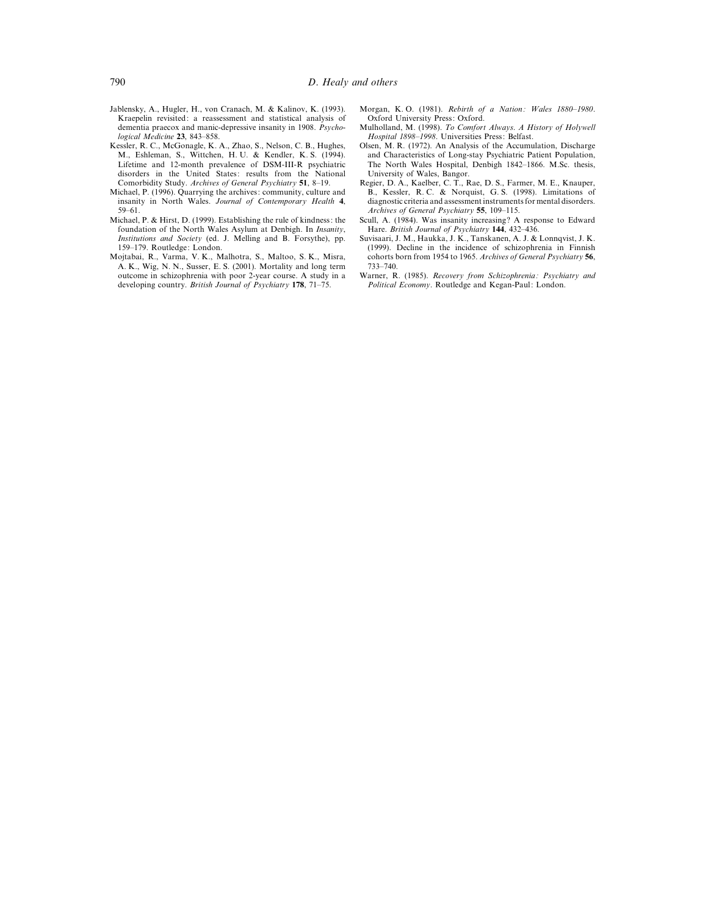Jablensky, A., Hugler, H., von Cranach, M. & Kalinov, K. (1993). Kraepelin revisited: a reassessment and statistical analysis of dementia praecox and manic-depressive insanity in 1908. *Psychological Medicine* **23**, 843–858.

Kessler, R. C., McGonagle, K. A., Zhao, S., Nelson, C. B., Hughes, M., Eshleman, S., Wittchen, H. U. & Kendler, K. S. (1994). Lifetime and 12-month prevalence of DSM-III-R psychiatric disorders in the United States: results from the National Comorbidity Study. *Archives of General Psychiatry* **51**, 8–19.

Michael, P. (1996). Quarrying the archives: community, culture and insanity in North Wales. *Journal of Contemporary Health* **4**, 59–61.

Michael, P. & Hirst, D. (1999). Establishing the rule of kindness: the foundation of the North Wales Asylum at Denbigh. In *Insanity, Institutions and Society* (ed. J. Melling and B. Forsythe), pp. 159–179. Routledge: London.

Mojtabai, R., Varma, V. K., Malhotra, S., Maltoo, S. K., Misra, A. K., Wig, N. N., Susser, E. S. (2001). Mortality and long term outcome in schizophrenia with poor 2-year course. A study in a developing country. *British Journal of Psychiatry* **178**, 71–75.

Morgan, K. O. (1981). *Rebirth of a Nation: Wales 1880–1980*. Oxford University Press: Oxford.

Mulholland, M. (1998). *To Comfort Always. A History of Holywell Hospital 1898–1998*. Universities Press: Belfast.

Olsen, M. R. (1972). An Analysis of the Accumulation, Discharge and Characteristics of Long-stay Psychiatric Patient Population, The North Wales Hospital, Denbigh 1842–1866. M.Sc. thesis, University of Wales, Bangor.

Regier, D. A., Kaelber, C. T., Rae, D. S., Farmer, M. E., Knauper, B., Kessler, R. C. & Norquist, G. S. (1998). Limitations of diagnostic criteria and assessment instruments for mental disorders. *Archives of General Psychiatry* **55**, 109–115.

Scull, A. (1984). Was insanity increasing? A response to Edward Hare. *British Journal of Psychiatry* **144**, 432–436.

Suvisaari, J. M., Haukka, J. K., Tanskanen, A. J. & Lonnqvist, J. K. (1999). Decline in the incidence of schizophrenia in Finnish cohorts born from 1954 to 1965. *Archives of General Psychiatry* **56**, 733–740.

Warner, R. (1985). *Recovery from Schizophrenia: Psychiatry and Political Economy*. Routledge and Kegan-Paul: London.